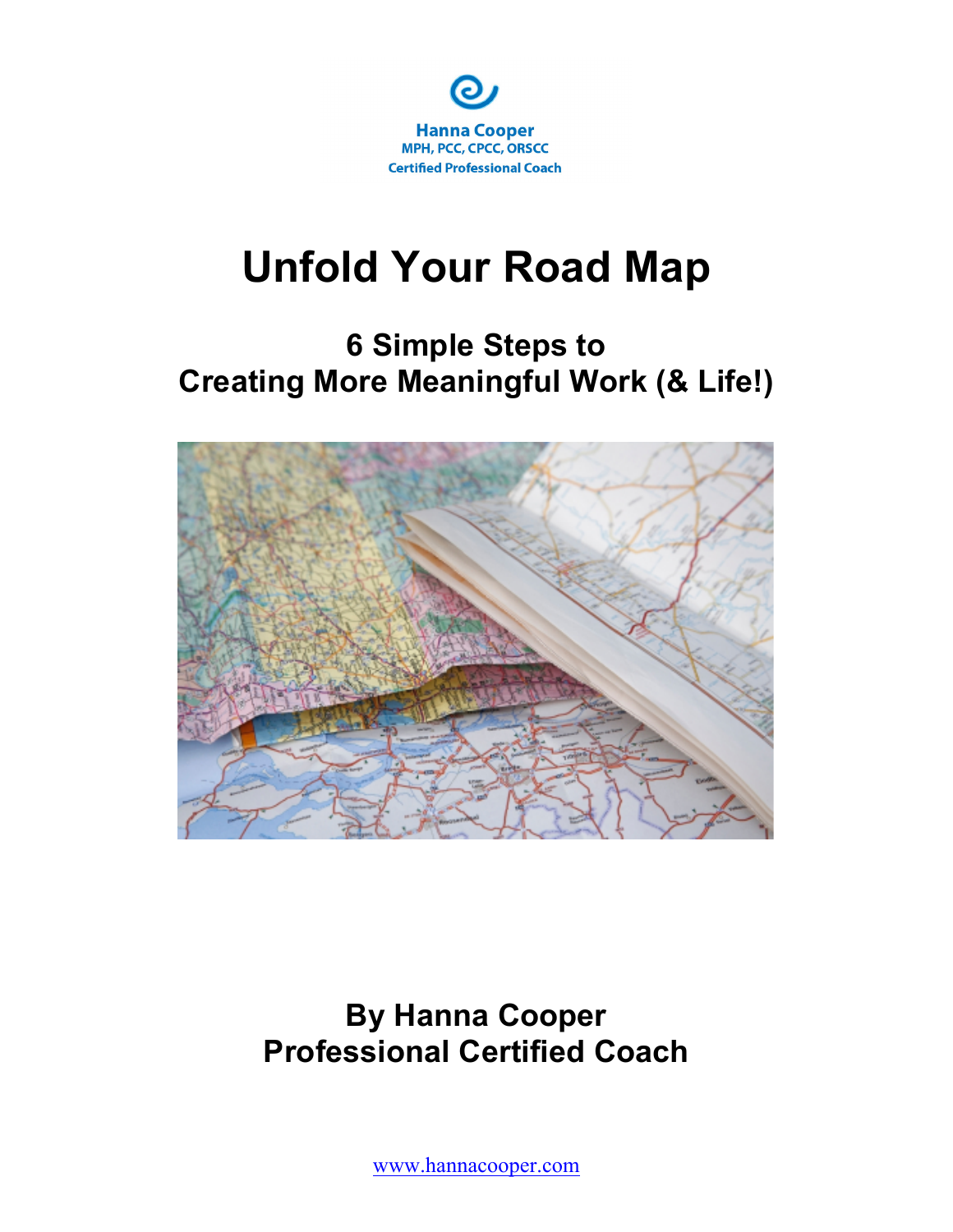Hanna Cooper
MPH, PCC, CPCC, ORSCC
Certified Professional Coach

# Unfold Your Road Map

## 6 Simple Steps to Creating More Meaningful Work (& Life!)

**By Hanna Cooper**
**Professional Certified Coach**

www.hannacooper.com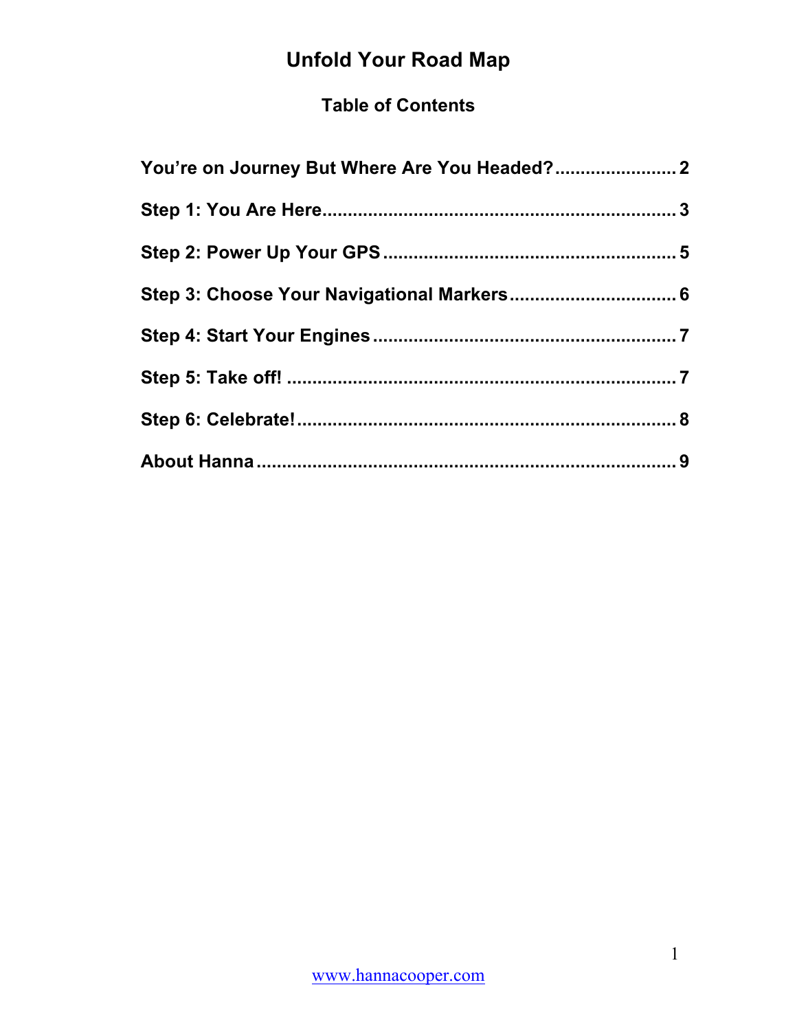# Unfold Your Road Map

## Table of Contents

**You're on Journey But Where Are You Headed?** ........................ 2

**Step 1: You Are Here** ........................ 3

**Step 2: Power Up Your GPS** ........................ 5

**Step 3: Choose Your Navigational Markers** ........................ 6

**Step 4: Start Your Engines** ........................ 7

**Step 5: Take off!** ........................ 7

**Step 6: Celebrate!** ........................ 8

**About Hanna** ........................ 9

www.hannacooper.com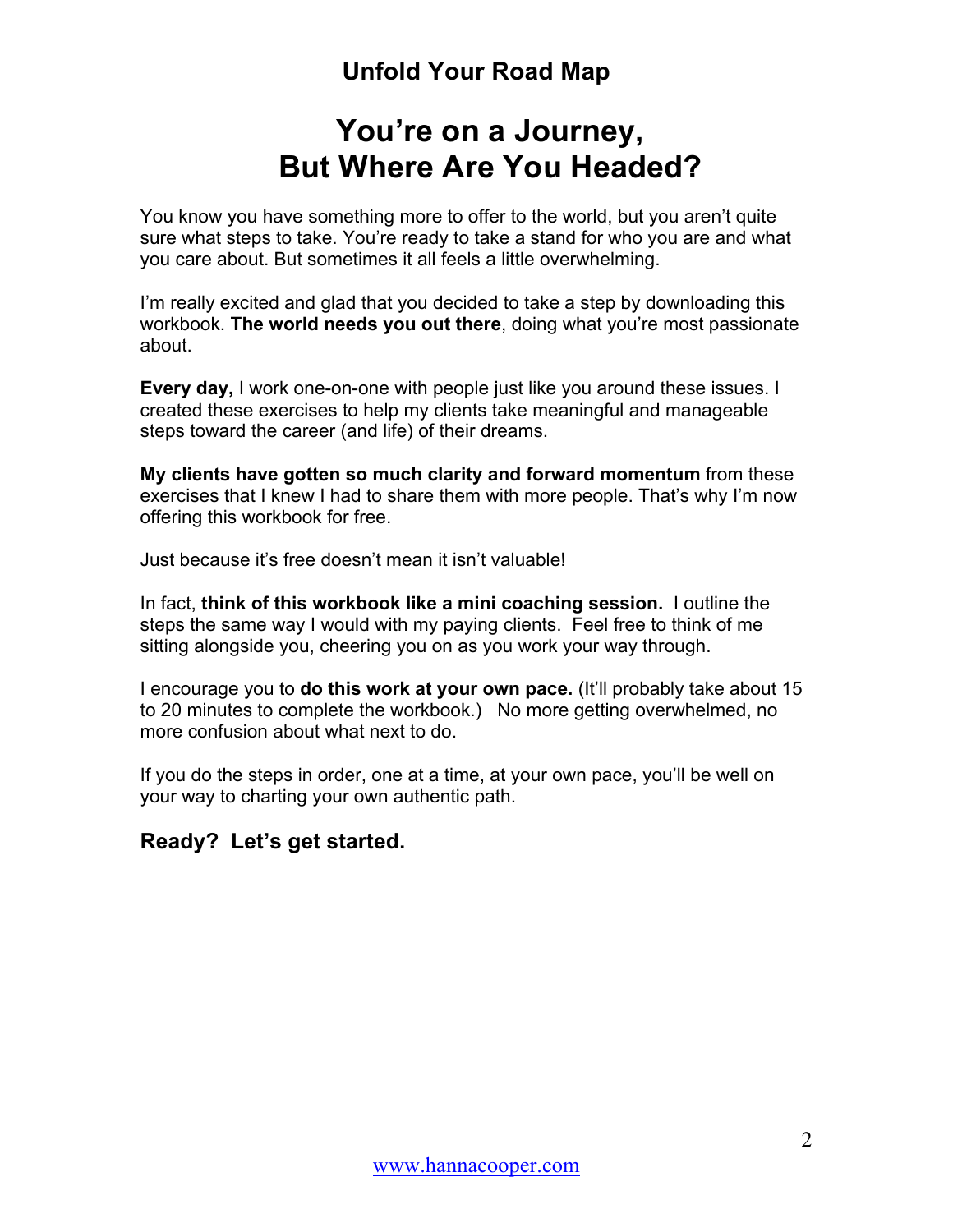## Unfold Your Road Map

# You're on a Journey, But Where Are You Headed?

You know you have something more to offer to the world, but you aren't quite sure what steps to take. You're ready to take a stand for who you are and what you care about. But sometimes it all feels a little overwhelming.

I'm really excited and glad that you decided to take a step by downloading this workbook. **The world needs you out there**, doing what you're most passionate about.

**Every day,** I work one-on-one with people just like you around these issues. I created these exercises to help my clients take meaningful and manageable steps toward the career (and life) of their dreams.

**My clients have gotten so much clarity and forward momentum** from these exercises that I knew I had to share them with more people. That's why I'm now offering this workbook for free.

Just because it's free doesn't mean it isn't valuable!

In fact, **think of this workbook like a mini coaching session.** I outline the steps the same way I would with my paying clients. Feel free to think of me sitting alongside you, cheering you on as you work your way through.

I encourage you to **do this work at your own pace.** (It'll probably take about 15 to 20 minutes to complete the workbook.) No more getting overwhelmed, no more confusion about what next to do.

If you do the steps in order, one at a time, at your own pace, you'll be well on your way to charting your own authentic path.

### Ready? Let's get started.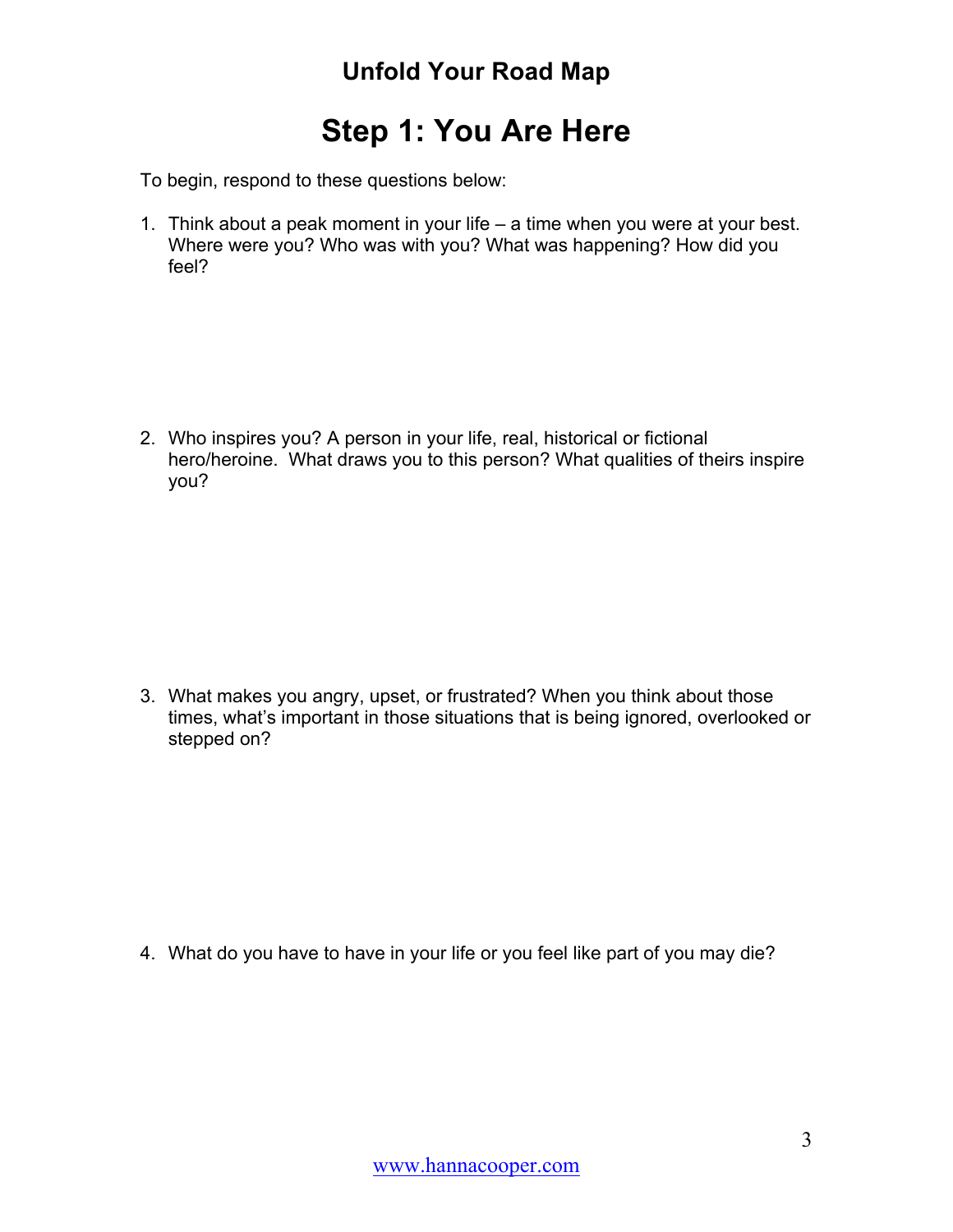## Unfold Your Road Map

# Step 1: You Are Here

To begin, respond to these questions below:

1. Think about a peak moment in your life – a time when you were at your best. Where were you? Who was with you? What was happening? How did you feel?

2. Who inspires you? A person in your life, real, historical or fictional hero/heroine. What draws you to this person? What qualities of theirs inspire you?

3. What makes you angry, upset, or frustrated? When you think about those times, what's important in those situations that is being ignored, overlooked or stepped on?

4. What do you have to have in your life or you feel like part of you may die?

www.hannacooper.com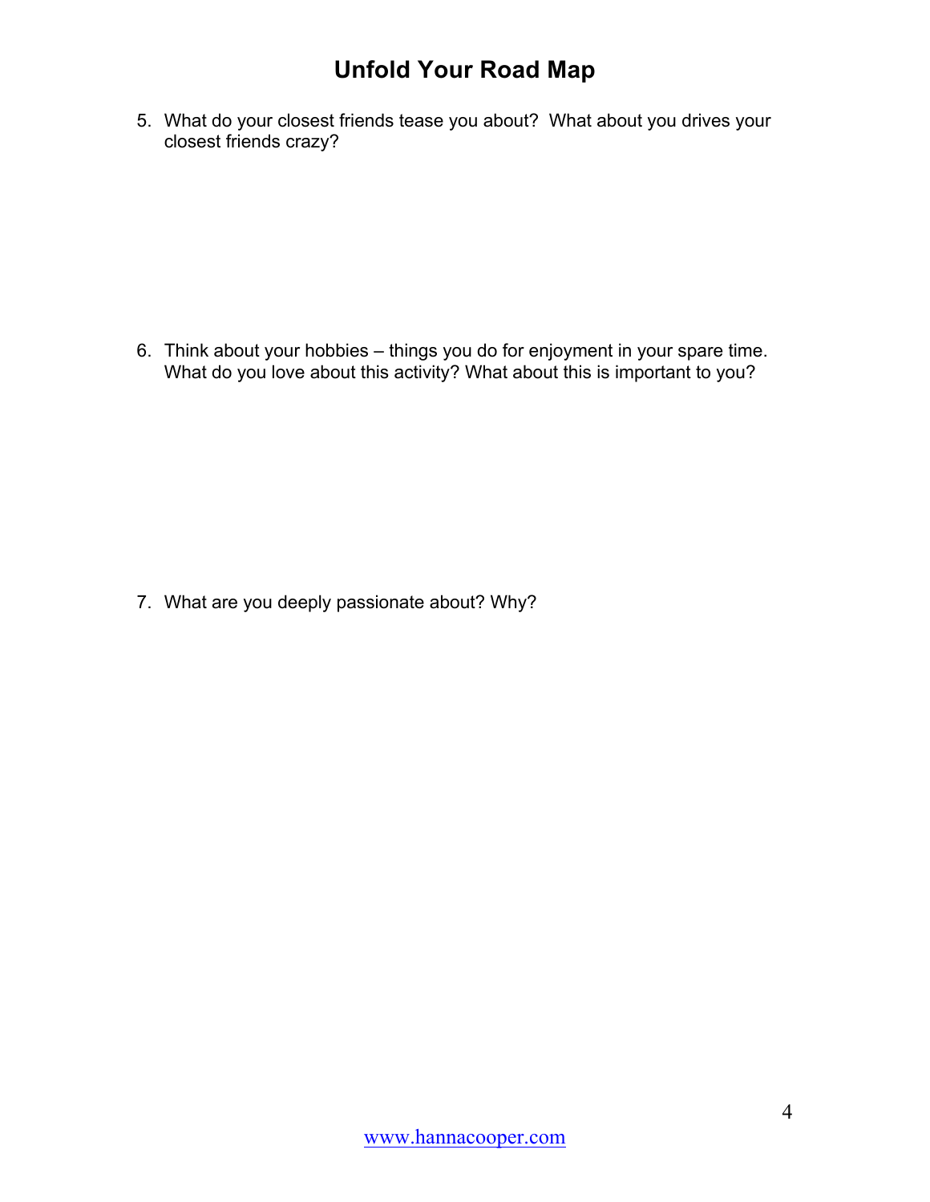# Unfold Your Road Map

5. What do your closest friends tease you about? What about you drives your closest friends crazy?

6. Think about your hobbies – things you do for enjoyment in your spare time. What do you love about this activity? What about this is important to you?

7. What are you deeply passionate about? Why?

www.hannacooper.com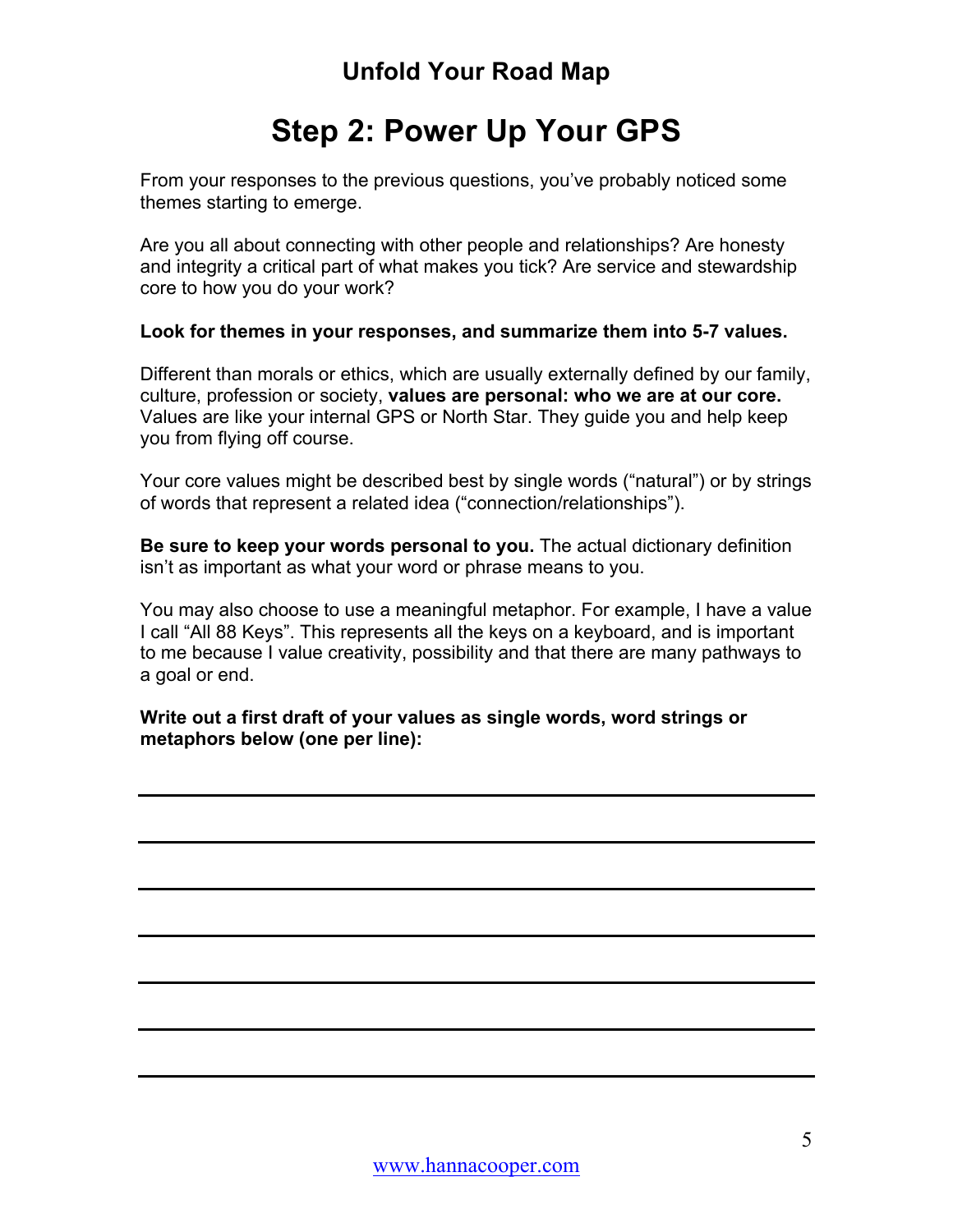## Unfold Your Road Map

# Step 2: Power Up Your GPS

From your responses to the previous questions, you've probably noticed some themes starting to emerge.

Are you all about connecting with other people and relationships? Are honesty and integrity a critical part of what makes you tick? Are service and stewardship core to how you do your work?

**Look for themes in your responses, and summarize them into 5-7 values.**

Different than morals or ethics, which are usually externally defined by our family, culture, profession or society, **values are personal: who we are at our core.** Values are like your internal GPS or North Star. They guide you and help keep you from flying off course.

Your core values might be described best by single words ("natural") or by strings of words that represent a related idea ("connection/relationships").

**Be sure to keep your words personal to you.** The actual dictionary definition isn't as important as what your word or phrase means to you.

You may also choose to use a meaningful metaphor. For example, I have a value I call "All 88 Keys". This represents all the keys on a keyboard, and is important to me because I value creativity, possibility and that there are many pathways to a goal or end.

**Write out a first draft of your values as single words, word strings or metaphors below (one per line):**

_______________________________________________

_______________________________________________

_______________________________________________

_______________________________________________

_______________________________________________

_______________________________________________

_______________________________________________

www.hannacooper.com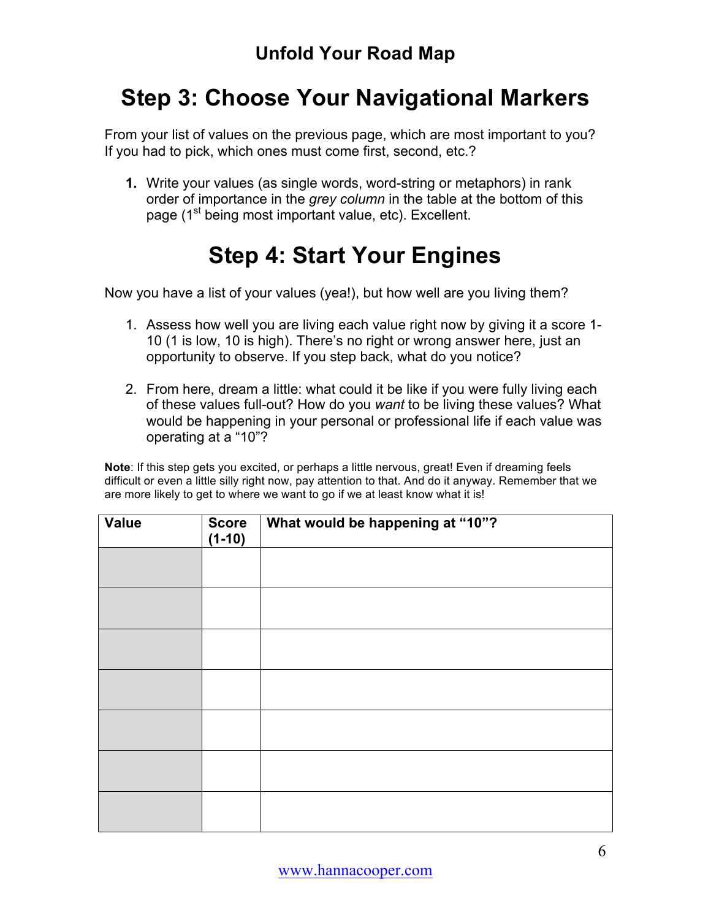## Unfold Your Road Map

# Step 3: Choose Your Navigational Markers

From your list of values on the previous page, which are most important to you? If you had to pick, which ones must come first, second, etc.?

1. Write your values (as single words, word-string or metaphors) in rank order of importance in the *grey column* in the table at the bottom of this page (1st being most important value, etc). Excellent.

# Step 4: Start Your Engines

Now you have a list of your values (yea!), but how well are you living them?

1. Assess how well you are living each value right now by giving it a score 1-10 (1 is low, 10 is high). There's no right or wrong answer here, just an opportunity to observe. If you step back, what do you notice?

2. From here, dream a little: what could it be like if you were fully living each of these values full-out? How do you *want* to be living these values? What would be happening in your personal or professional life if each value was operating at a "10"?

**Note**: If this step gets you excited, or perhaps a little nervous, great! Even if dreaming feels difficult or even a little silly right now, pay attention to that. And do it anyway. Remember that we are more likely to get to where we want to go if we at least know what it is!

| Value | Score (1-10) | What would be happening at "10"? |
| --- | --- | --- |
| | | |
| | | |
| | | |
| | | |
| | | |
| | | |
| | | |

www.hannacooper.com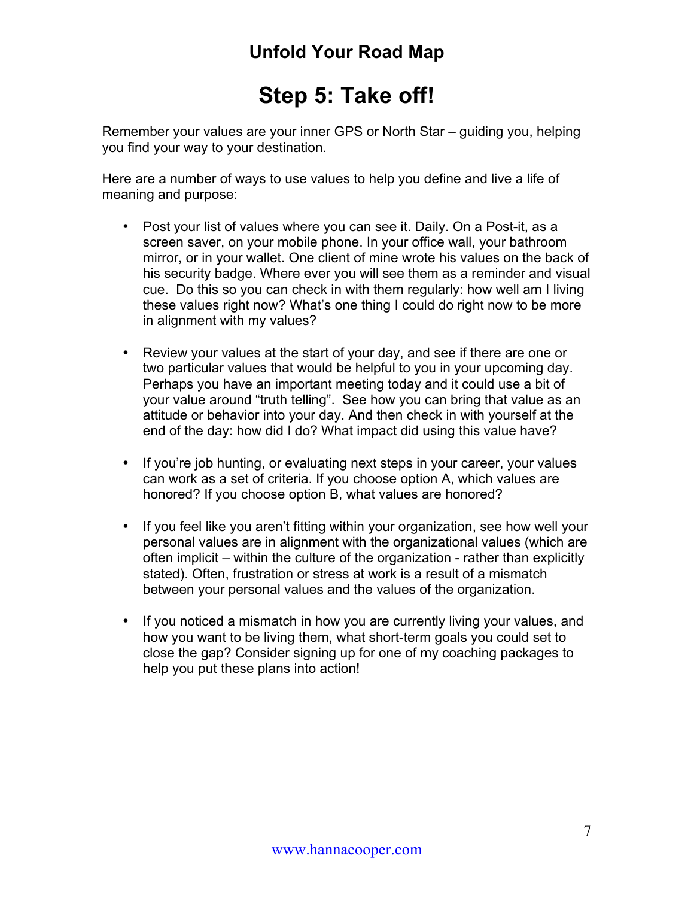## Unfold Your Road Map

# Step 5: Take off!

Remember your values are your inner GPS or North Star – guiding you, helping you find your way to your destination.

Here are a number of ways to use values to help you define and live a life of meaning and purpose:

- Post your list of values where you can see it. Daily. On a Post-it, as a screen saver, on your mobile phone. In your office wall, your bathroom mirror, or in your wallet. One client of mine wrote his values on the back of his security badge. Where ever you will see them as a reminder and visual cue. Do this so you can check in with them regularly: how well am I living these values right now? What's one thing I could do right now to be more in alignment with my values?

- Review your values at the start of your day, and see if there are one or two particular values that would be helpful to you in your upcoming day. Perhaps you have an important meeting today and it could use a bit of your value around "truth telling". See how you can bring that value as an attitude or behavior into your day. And then check in with yourself at the end of the day: how did I do? What impact did using this value have?

- If you're job hunting, or evaluating next steps in your career, your values can work as a set of criteria. If you choose option A, which values are honored? If you choose option B, what values are honored?

- If you feel like you aren't fitting within your organization, see how well your personal values are in alignment with the organizational values (which are often implicit – within the culture of the organization - rather than explicitly stated). Often, frustration or stress at work is a result of a mismatch between your personal values and the values of the organization.

- If you noticed a mismatch in how you are currently living your values, and how you want to be living them, what short-term goals you could set to close the gap? Consider signing up for one of my coaching packages to help you put these plans into action!

www.hannacooper.com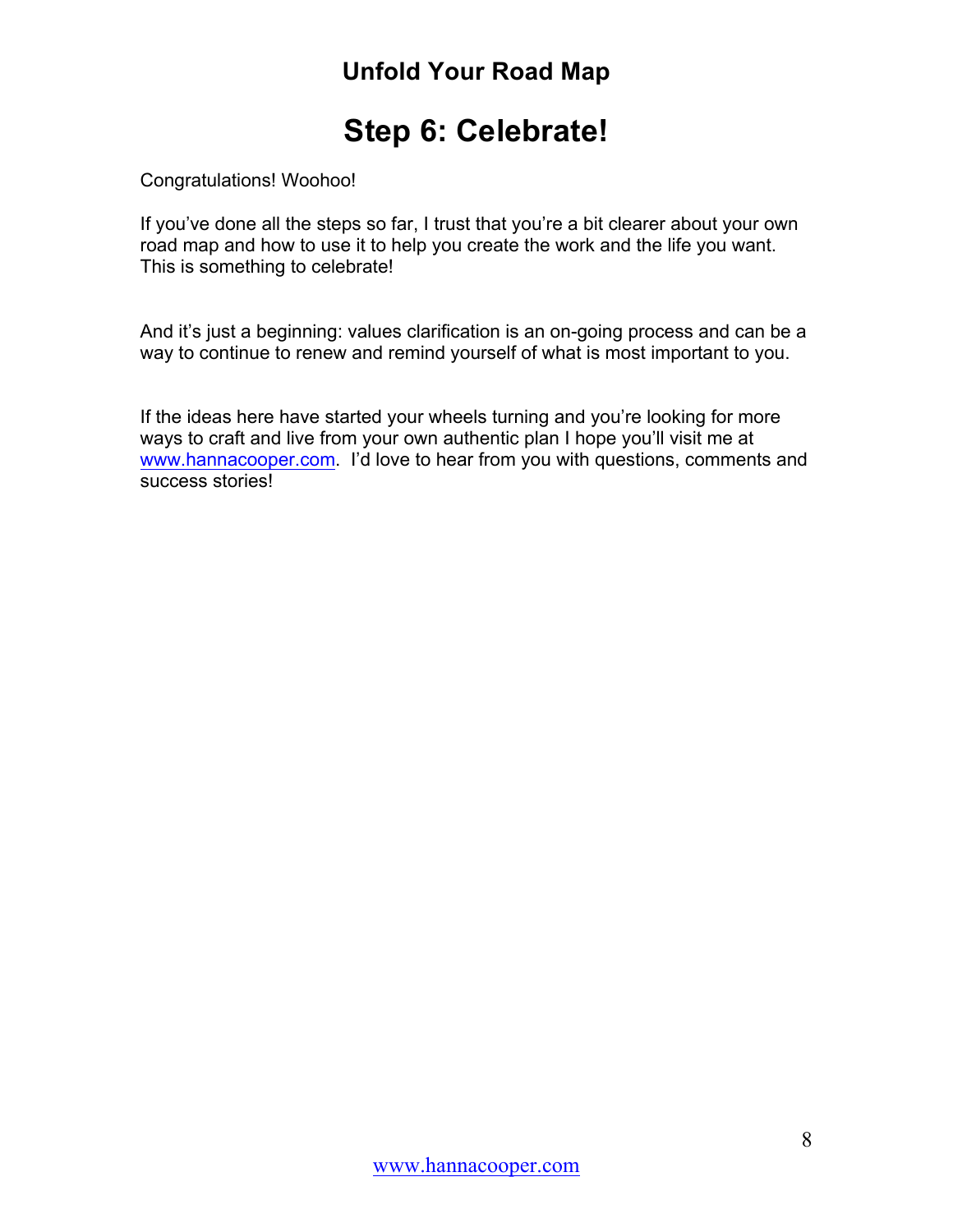## Unfold Your Road Map

# Step 6: Celebrate!

Congratulations! Woohoo!

If you've done all the steps so far, I trust that you're a bit clearer about your own road map and how to use it to help you create the work and the life you want. This is something to celebrate!

And it's just a beginning: values clarification is an on-going process and can be a way to continue to renew and remind yourself of what is most important to you.

If the ideas here have started your wheels turning and you're looking for more ways to craft and live from your own authentic plan I hope you'll visit me at www.hannacooper.com. I'd love to hear from you with questions, comments and success stories!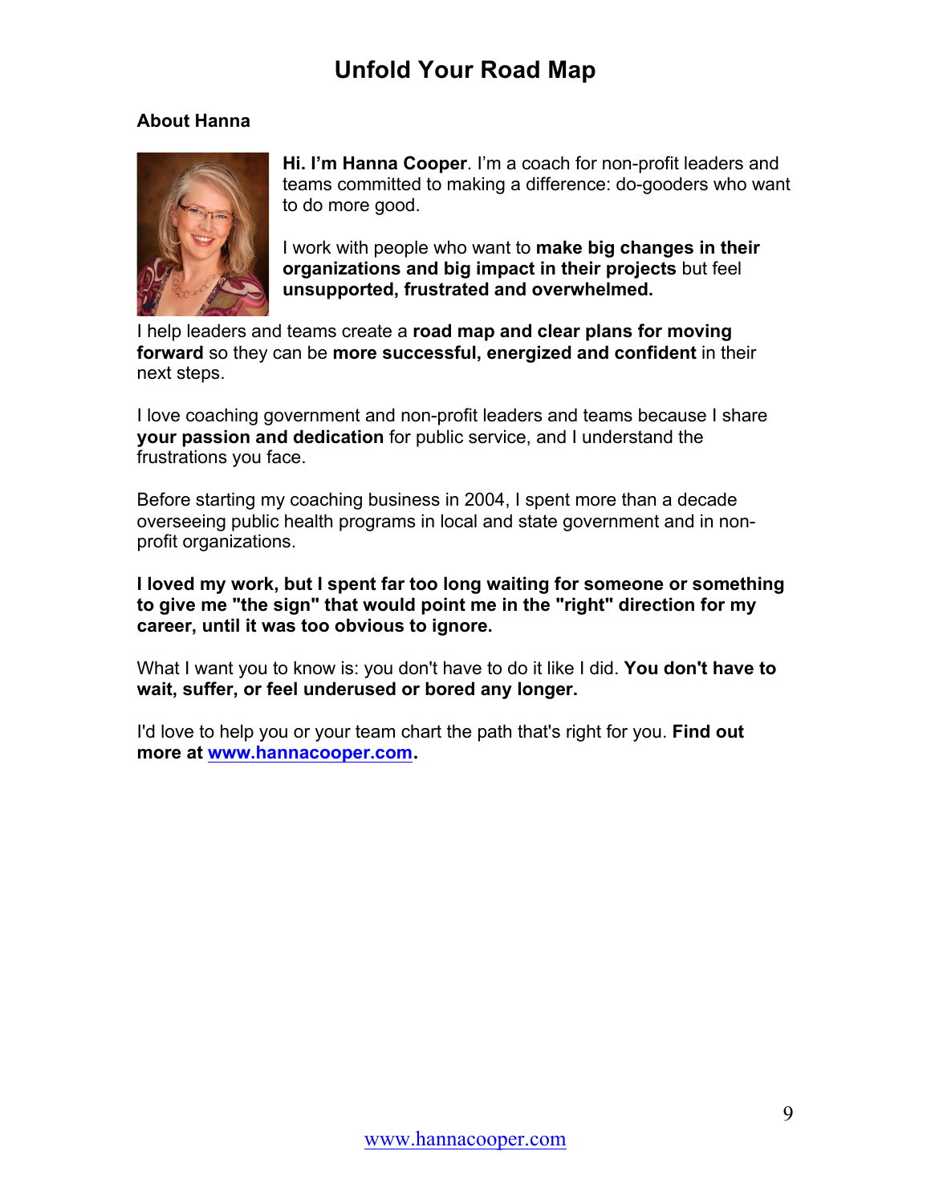# Unfold Your Road Map

## About Hanna

**Hi. I'm Hanna Cooper**. I'm a coach for non-profit leaders and teams committed to making a difference: do-gooders who want to do more good.

I work with people who want to **make big changes in their organizations and big impact in their projects** but feel **unsupported, frustrated and overwhelmed.**

I help leaders and teams create a **road map and clear plans for moving forward** so they can be **more successful, energized and confident** in their next steps.

I love coaching government and non-profit leaders and teams because I share **your passion and dedication** for public service, and I understand the frustrations you face.

Before starting my coaching business in 2004, I spent more than a decade overseeing public health programs in local and state government and in non-profit organizations.

**I loved my work, but I spent far too long waiting for someone or something to give me "the sign" that would point me in the "right" direction for my career, until it was too obvious to ignore.**

What I want you to know is: you don't have to do it like I did. **You don't have to wait, suffer, or feel underused or bored any longer.**

I'd love to help you or your team chart the path that's right for you. **Find out more at [www.hannacooper.com](http://www.hannacooper.com).**